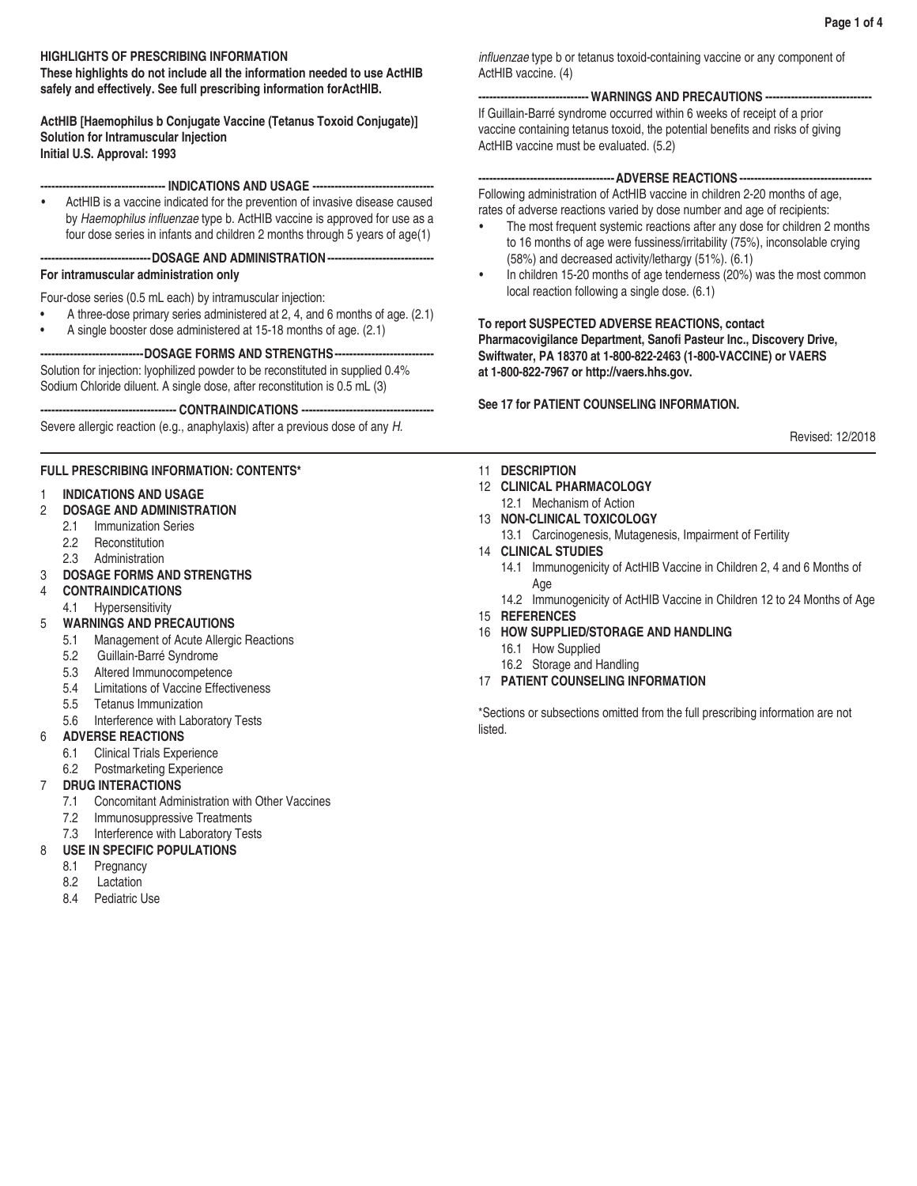## HIGHLIGHTS OF PRESCRIBING INFORMATION

**These highlights do not include all the information needed to use ActHIB safely and effectively. See full prescribing information forActHIB.**

**ActHIB [Haemophilus b Conjugate Vaccine (Tetanus Toxoid Conjugate)]**
**Solution for Intramuscular Injection**
**Initial U.S. Approval: 1993**

### INDICATIONS AND USAGE

- ActHIB is a vaccine indicated for the prevention of invasive disease caused by *Haemophilus influenzae* type b. ActHIB vaccine is approved for use as a four dose series in infants and children 2 months through 5 years of age(1)

### DOSAGE AND ADMINISTRATION

**For intramuscular administration only**

Four-dose series (0.5 mL each) by intramuscular injection:

- A three-dose primary series administered at 2, 4, and 6 months of age. (2.1)
- A single booster dose administered at 15-18 months of age. (2.1)

### DOSAGE FORMS AND STRENGTHS

Solution for injection: lyophilized powder to be reconstituted in supplied 0.4% Sodium Chloride diluent. A single dose, after reconstitution is 0.5 mL (3)

### CONTRAINDICATIONS

Severe allergic reaction (e.g., anaphylaxis) after a previous dose of any *H. influenzae* type b or tetanus toxoid-containing vaccine or any component of ActHIB vaccine. (4)

### WARNINGS AND PRECAUTIONS

If Guillain-Barré syndrome occurred within 6 weeks of receipt of a prior vaccine containing tetanus toxoid, the potential benefits and risks of giving ActHIB vaccine must be evaluated. (5.2)

### ADVERSE REACTIONS

Following administration of ActHIB vaccine in children 2-20 months of age, rates of adverse reactions varied by dose number and age of recipients:

- The most frequent systemic reactions after any dose for children 2 months to 16 months of age were fussiness/irritability (75%), inconsolable crying (58%) and decreased activity/lethargy (51%). (6.1)
- In children 15-20 months of age tenderness (20%) was the most common local reaction following a single dose. (6.1)

**To report SUSPECTED ADVERSE REACTIONS, contact Pharmacovigilance Department, Sanofi Pasteur Inc., Discovery Drive, Swiftwater, PA 18370 at 1-800-822-2463 (1-800-VACCINE) or VAERS at 1-800-822-7967 or http://vaers.hhs.gov.**

**See 17 for PATIENT COUNSELING INFORMATION.**

Revised: 12/2018

## FULL PRESCRIBING INFORMATION: CONTENTS*

1 **INDICATIONS AND USAGE**
2 **DOSAGE AND ADMINISTRATION**
- 2.1 Immunization Series
- 2.2 Reconstitution
- 2.3 Administration

3 **DOSAGE FORMS AND STRENGTHS**
4 **CONTRAINDICATIONS**
- 4.1 Hypersensitivity

5 **WARNINGS AND PRECAUTIONS**
- 5.1 Management of Acute Allergic Reactions
- 5.2 Guillain-Barré Syndrome
- 5.3 Altered Immunocompetence
- 5.4 Limitations of Vaccine Effectiveness
- 5.5 Tetanus Immunization
- 5.6 Interference with Laboratory Tests

6 **ADVERSE REACTIONS**
- 6.1 Clinical Trials Experience
- 6.2 Postmarketing Experience

7 **DRUG INTERACTIONS**
- 7.1 Concomitant Administration with Other Vaccines
- 7.2 Immunosuppressive Treatments
- 7.3 Interference with Laboratory Tests

8 **USE IN SPECIFIC POPULATIONS**
- 8.1 Pregnancy
- 8.2 Lactation
- 8.4 Pediatric Use

11 **DESCRIPTION**
12 **CLINICAL PHARMACOLOGY**
- 12.1 Mechanism of Action

13 **NON-CLINICAL TOXICOLOGY**
- 13.1 Carcinogenesis, Mutagenesis, Impairment of Fertility

14 **CLINICAL STUDIES**
- 14.1 Immunogenicity of ActHIB Vaccine in Children 2, 4 and 6 Months of Age
- 14.2 Immunogenicity of ActHIB Vaccine in Children 12 to 24 Months of Age

15 **REFERENCES**
16 **HOW SUPPLIED/STORAGE AND HANDLING**
- 16.1 How Supplied
- 16.2 Storage and Handling

17 **PATIENT COUNSELING INFORMATION**

*Sections or subsections omitted from the full prescribing information are not listed.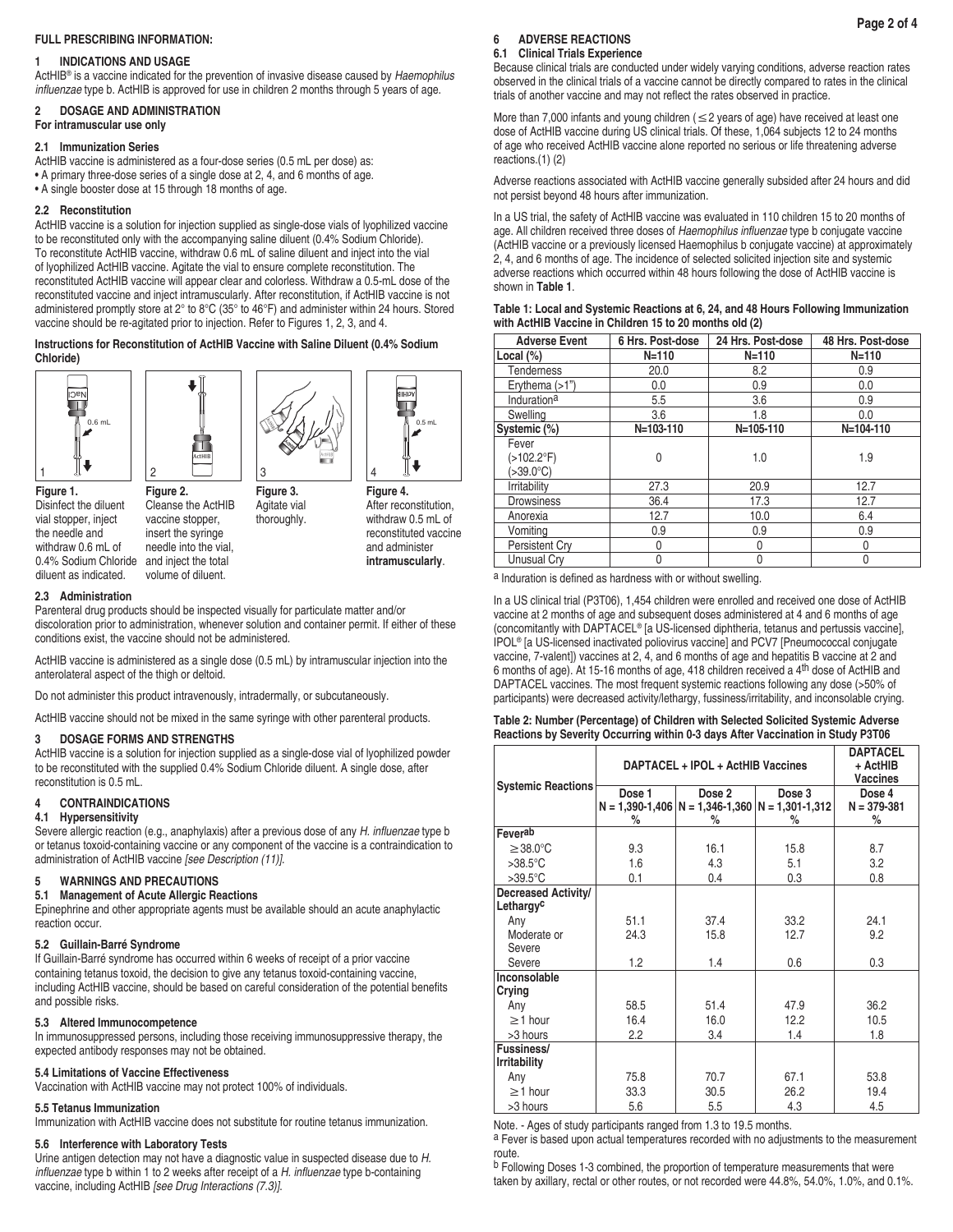## FULL PRESCRIBING INFORMATION:

### 1 INDICATIONS AND USAGE

ActHIB® is a vaccine indicated for the prevention of invasive disease caused by *Haemophilus influenzae* type b. ActHIB is approved for use in children 2 months through 5 years of age.

### 2 DOSAGE AND ADMINISTRATION

**For intramuscular use only**

#### 2.1 Immunization Series

ActHIB vaccine is administered as a four-dose series (0.5 mL per dose) as:

- A primary three-dose series of a single dose at 2, 4, and 6 months of age.
- A single booster dose at 15 through 18 months of age.

#### 2.2 Reconstitution

ActHIB vaccine is a solution for injection supplied as single-dose vials of lyophilized vaccine to be reconstituted only with the accompanying saline diluent (0.4% Sodium Chloride). To reconstitute ActHIB vaccine, withdraw 0.6 mL of saline diluent and inject into the vial of lyophilized ActHIB vaccine. Agitate the vial to ensure complete reconstitution. The reconstituted ActHIB vaccine will appear clear and colorless. Withdraw a 0.5-mL dose of the reconstituted vaccine and inject intramuscularly. After reconstitution, if ActHIB vaccine is not administered promptly store at 2° to 8°C (35° to 46°F) and administer within 24 hours. Stored vaccine should be re-agitated prior to injection. Refer to Figures 1, 2, 3, and 4.

**Instructions for Reconstitution of ActHIB Vaccine with Saline Diluent (0.4% Sodium Chloride)**

**Figure 1.** Disinfect the diluent vial stopper, inject the needle and withdraw 0.6 mL of 0.4% Sodium Chloride diluent as indicated.

**Figure 2.** Cleanse the ActHIB vaccine stopper, insert the syringe needle into the vial, and inject the total volume of diluent.

**Figure 3.** Agitate vial thoroughly.

**Figure 4.** After reconstitution, withdraw 0.5 mL of reconstituted vaccine and administer **intramuscularly**.

#### 2.3 Administration

Parenteral drug products should be inspected visually for particulate matter and/or discoloration prior to administration, whenever solution and container permit. If either of these conditions exist, the vaccine should not be administered.

ActHIB vaccine is administered as a single dose (0.5 mL) by intramuscular injection into the anterolateral aspect of the thigh or deltoid.

Do not administer this product intravenously, intradermally, or subcutaneously.

ActHIB vaccine should not be mixed in the same syringe with other parenteral products.

### 3 DOSAGE FORMS AND STRENGTHS

ActHIB vaccine is a solution for injection supplied as a single-dose vial of lyophilized powder to be reconstituted with the supplied 0.4% Sodium Chloride diluent. A single dose, after reconstitution is 0.5 mL.

### 4 CONTRAINDICATIONS

#### 4.1 Hypersensitivity

Severe allergic reaction (e.g., anaphylaxis) after a previous dose of any *H. influenzae* type b or tetanus toxoid-containing vaccine or any component of the vaccine is a contraindication to administration of ActHIB vaccine *[see Description (11)]*.

### 5 WARNINGS AND PRECAUTIONS

#### 5.1 Management of Acute Allergic Reactions

Epinephrine and other appropriate agents must be available should an acute anaphylactic reaction occur.

#### 5.2 Guillain-Barré Syndrome

If Guillain-Barré syndrome has occurred within 6 weeks of receipt of a prior vaccine containing tetanus toxoid, the decision to give any tetanus toxoid-containing vaccine, including ActHIB vaccine, should be based on careful consideration of the potential benefits and possible risks.

#### 5.3 Altered Immunocompetence

In immunosuppressed persons, including those receiving immunosuppressive therapy, the expected antibody responses may not be obtained.

#### 5.4 Limitations of Vaccine Effectiveness

Vaccination with ActHIB vaccine may not protect 100% of individuals.

#### 5.5 Tetanus Immunization

Immunization with ActHIB vaccine does not substitute for routine tetanus immunization.

#### 5.6 Interference with Laboratory Tests

Urine antigen detection may not have a diagnostic value in suspected disease due to *H. influenzae* type b within 1 to 2 weeks after receipt of a *H. influenzae* type b-containing vaccine, including ActHIB *[see Drug Interactions (7.3)]*.

### 6 ADVERSE REACTIONS

#### 6.1 Clinical Trials Experience

Because clinical trials are conducted under widely varying conditions, adverse reaction rates observed in the clinical trials of a vaccine cannot be directly compared to rates in the clinical trials of another vaccine and may not reflect the rates observed in practice.

More than 7,000 infants and young children (≤2 years of age) have received at least one dose of ActHIB vaccine during US clinical trials. Of these, 1,064 subjects 12 to 24 months of age who received ActHIB vaccine alone reported no serious or life threatening adverse reactions.(1) (2)

Adverse reactions associated with ActHIB vaccine generally subsided after 24 hours and did not persist beyond 48 hours after immunization.

In a US trial, the safety of ActHIB vaccine was evaluated in 110 children 15 to 20 months of age. All children received three doses of *Haemophilus influenzae* type b conjugate vaccine (ActHIB vaccine or a previously licensed Haemophilus b conjugate vaccine) at approximately 2, 4, and 6 months of age. The incidence of selected solicited injection site and systemic adverse reactions which occurred within 48 hours following the dose of ActHIB vaccine is shown in **Table 1**.

**Table 1: Local and Systemic Reactions at 6, 24, and 48 Hours Following Immunization with ActHIB Vaccine in Children 15 to 20 months old (2)**

| Adverse Event | 6 Hrs. Post-dose | 24 Hrs. Post-dose | 48 Hrs. Post-dose |
|---|---|---|---|
| **Local (%)** | N=110 | N=110 | N=110 |
| Tenderness | 20.0 | 8.2 | 0.9 |
| Erythema (>1") | 0.0 | 0.9 | 0.0 |
| Induration[a] | 5.5 | 3.6 | 0.9 |
| Swelling | 3.6 | 1.8 | 0.0 |
| **Systemic (%)** | N=103-110 | N=105-110 | N=104-110 |
| Fever (>102.2°F) (>39.0°C) | 0 | 1.0 | 1.9 |
| Irritability | 27.3 | 20.9 | 12.7 |
| Drowsiness | 36.4 | 17.3 | 12.7 |
| Anorexia | 12.7 | 10.0 | 6.4 |
| Vomiting | 0.9 | 0.9 | 0.9 |
| Persistent Cry | 0 | 0 | 0 |
| Unusual Cry | 0 | 0 | 0 |

[a] Induration is defined as hardness with or without swelling.

In a US clinical trial (P3T06), 1,454 children were enrolled and received one dose of ActHIB vaccine at 2 months of age and subsequent doses administered at 4 and 6 months of age (concomitantly with DAPTACEL® [a US-licensed diphtheria, tetanus and pertussis vaccine], IPOL® [a US-licensed inactivated poliovirus vaccine] and PCV7 [Pneumococcal conjugate vaccine, 7-valent]) vaccines at 2, 4, and 6 months of age and hepatitis B vaccine at 2 and 6 months of age). At 15-16 months of age, 418 children received a 4th dose of ActHIB and DAPTACEL vaccines. The most frequent systemic reactions following any dose (>50% of participants) were decreased activity/lethargy, fussiness/irritability, and inconsolable crying.

**Table 2: Number (Percentage) of Children with Selected Solicited Systemic Adverse Reactions by Severity Occurring within 0-3 days After Vaccination in Study P3T06**

| Systemic Reactions | DAPTACEL + IPOL + ActHIB Vaccines | | | DAPTACEL + ActHIB Vaccines |
|---|---|---|---|---|
| | Dose 1 N = 1,390-1,406 % | Dose 2 N = 1,346-1,360 % | Dose 3 N = 1,301-1,312 % | Dose 4 N = 379-381 % |
| **Fever[ab]** | | | | |
| ≥38.0°C | 9.3 | 16.1 | 15.8 | 8.7 |
| >38.5°C | 1.6 | 4.3 | 5.1 | 3.2 |
| >39.5°C | 0.1 | 0.4 | 0.3 | 0.8 |
| **Decreased Activity/ Lethargy[c]** | | | | |
| Any | 51.1 | 37.4 | 33.2 | 24.1 |
| Moderate or Severe | 24.3 | 15.8 | 12.7 | 9.2 |
| Severe | 1.2 | 1.4 | 0.6 | 0.3 |
| **Inconsolable Crying** | | | | |
| Any | 58.5 | 51.4 | 47.9 | 36.2 |
| ≥1 hour | 16.4 | 16.0 | 12.2 | 10.5 |
| >3 hours | 2.2 | 3.4 | 1.4 | 1.8 |
| **Fussiness/ Irritability** | | | | |
| Any | 75.8 | 70.7 | 67.1 | 53.8 |
| ≥1 hour | 33.3 | 30.5 | 26.2 | 19.4 |
| >3 hours | 5.6 | 5.5 | 4.3 | 4.5 |

Note. - Ages of study participants ranged from 1.3 to 19.5 months.

[a] Fever is based upon actual temperatures recorded with no adjustments to the measurement route.

[b] Following Doses 1-3 combined, the proportion of temperature measurements that were taken by axillary, rectal or other routes, or not recorded were 44.8%, 54.0%, 1.0%, and 0.1%.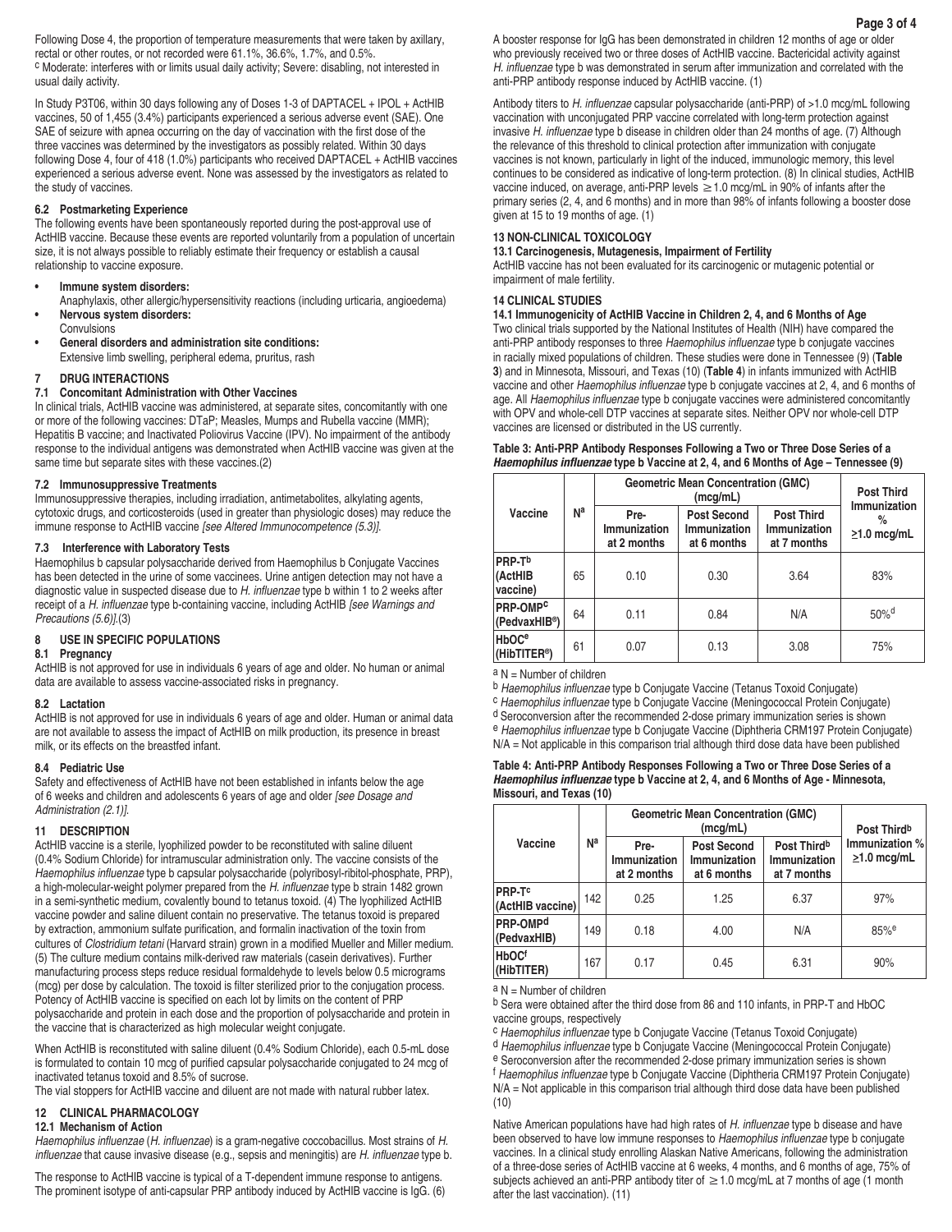Following Dose 4, the proportion of temperature measurements that were taken by axillary, rectal or other routes, or not recorded were 61.1%, 36.6%, 1.7%, and 0.5%.
[c] Moderate: interferes with or limits usual daily activity; Severe: disabling, not interested in usual daily activity.

In Study P3T06, within 30 days following any of Doses 1-3 of DAPTACEL + IPOL + ActHIB vaccines, 50 of 1,455 (3.4%) participants experienced a serious adverse event (SAE). One SAE of seizure with apnea occurring on the day of vaccination with the first dose of the three vaccines was determined by the investigators as possibly related. Within 30 days following Dose 4, four of 418 (1.0%) participants who received DAPTACEL + ActHIB vaccines experienced a serious adverse event. None was assessed by the investigators as related to the study of vaccines.

### 6.2 Postmarketing Experience

The following events have been spontaneously reported during the post-approval use of ActHIB vaccine. Because these events are reported voluntarily from a population of uncertain size, it is not always possible to reliably estimate their frequency or establish a causal relationship to vaccine exposure.

- **Immune system disorders:**
  Anaphylaxis, other allergic/hypersensitivity reactions (including urticaria, angioedema)
- **Nervous system disorders:**
  Convulsions
- **General disorders and administration site conditions:**
  Extensive limb swelling, peripheral edema, pruritus, rash

## 7 DRUG INTERACTIONS

### 7.1 Concomitant Administration with Other Vaccines

In clinical trials, ActHIB vaccine was administered, at separate sites, concomitantly with one or more of the following vaccines: DTaP; Measles, Mumps and Rubella vaccine (MMR); Hepatitis B vaccine; and Inactivated Poliovirus Vaccine (IPV). No impairment of the antibody response to the individual antigens was demonstrated when ActHIB vaccine was given at the same time but separate sites with these vaccines.(2)

### 7.2 Immunosuppressive Treatments

Immunosuppressive therapies, including irradiation, antimetabolites, alkylating agents, cytotoxic drugs, and corticosteroids (used in greater than physiologic doses) may reduce the immune response to ActHIB vaccine *[see Altered Immunocompetence (5.3)]*.

### 7.3 Interference with Laboratory Tests

Haemophilus b capsular polysaccharide derived from Haemophilus b Conjugate Vaccines has been detected in the urine of some vaccinees. Urine antigen detection may not have a diagnostic value in suspected disease due to *H. influenzae* type b within 1 to 2 weeks after receipt of a *H. influenzae* type b-containing vaccine, including ActHIB *[see Warnings and Precautions (5.6)]*.(3)

## 8 USE IN SPECIFIC POPULATIONS

### 8.1 Pregnancy

ActHIB is not approved for use in individuals 6 years of age and older. No human or animal data are available to assess vaccine-associated risks in pregnancy.

### 8.2 Lactation

ActHIB is not approved for use in individuals 6 years of age and older. Human or animal data are not available to assess the impact of ActHIB on milk production, its presence in breast milk, or its effects on the breastfed infant.

### 8.4 Pediatric Use

Safety and effectiveness of ActHIB have not been established in infants below the age of 6 weeks and children and adolescents 6 years of age and older *[see Dosage and Administration (2.1)]*.

## 11 DESCRIPTION

ActHIB vaccine is a sterile, lyophilized powder to be reconstituted with saline diluent (0.4% Sodium Chloride) for intramuscular administration only. The vaccine consists of the *Haemophilus influenzae* type b capsular polysaccharide (polyribosyl-ribitol-phosphate, PRP), a high-molecular-weight polymer prepared from the *H. influenzae* type b strain 1482 grown in a semi-synthetic medium, covalently bound to tetanus toxoid. (4) The lyophilized ActHIB vaccine powder and saline diluent contain no preservative. The tetanus toxoid is prepared by extraction, ammonium sulfate purification, and formalin inactivation of the toxin from cultures of *Clostridium tetani* (Harvard strain) grown in a modified Mueller and Miller medium. (5) The culture medium contains milk-derived raw materials (casein derivatives). Further manufacturing process steps reduce residual formaldehyde to levels below 0.5 micrograms (mcg) per dose by calculation. The toxoid is filter sterilized prior to the conjugation process. Potency of ActHIB vaccine is specified on each lot by limits on the content of PRP polysaccharide and protein in each dose and the proportion of polysaccharide and protein in the vaccine that is characterized as high molecular weight conjugate.

When ActHIB is reconstituted with saline diluent (0.4% Sodium Chloride), each 0.5-mL dose is formulated to contain 10 mcg of purified capsular polysaccharide conjugated to 24 mcg of inactivated tetanus toxoid and 8.5% of sucrose.
The vial stoppers for ActHIB vaccine and diluent are not made with natural rubber latex.

## 12 CLINICAL PHARMACOLOGY

### 12.1 Mechanism of Action

*Haemophilus influenzae* (*H. influenzae*) is a gram-negative coccobacillus. Most strains of *H. influenzae* that cause invasive disease (e.g., sepsis and meningitis) are *H. influenzae* type b.

The response to ActHIB vaccine is typical of a T-dependent immune response to antigens. The prominent isotype of anti-capsular PRP antibody induced by ActHIB vaccine is IgG. (6) A booster response for IgG has been demonstrated in children 12 months of age or older who previously received two or three doses of ActHIB vaccine. Bactericidal activity against *H. influenzae* type b was demonstrated in serum after immunization and correlated with the anti-PRP antibody response induced by ActHIB vaccine. (1)

Antibody titers to *H. influenzae* capsular polysaccharide (anti-PRP) of >1.0 mcg/mL following vaccination with unconjugated PRP vaccine correlated with long-term protection against invasive *H. influenzae* type b disease in children older than 24 months of age. (7) Although the relevance of this threshold to clinical protection after immunization with conjugate vaccines is not known, particularly in light of the induced, immunologic memory, this level continues to be considered as indicative of long-term protection. (8) In clinical studies, ActHIB vaccine induced, on average, anti-PRP levels ≥1.0 mcg/mL in 90% of infants after the primary series (2, 4, and 6 months) and in more than 98% of infants following a booster dose given at 15 to 19 months of age. (1)

## 13 NON-CLINICAL TOXICOLOGY

### 13.1 Carcinogenesis, Mutagenesis, Impairment of Fertility

ActHIB vaccine has not been evaluated for its carcinogenic or mutagenic potential or impairment of male fertility.

## 14 CLINICAL STUDIES

### 14.1 Immunogenicity of ActHIB Vaccine in Children 2, 4, and 6 Months of Age

Two clinical trials supported by the National Institutes of Health (NIH) have compared the anti-PRP antibody responses to three *Haemophilus influenzae* type b conjugate vaccines in racially mixed populations of children. These studies were done in Tennessee (9) (**Table 3**) and in Minnesota, Missouri, and Texas (10) (**Table 4**) in infants immunized with ActHIB vaccine and other *Haemophilus influenzae* type b conjugate vaccines at 2, 4, and 6 months of age. All *Haemophilus influenzae* type b conjugate vaccines were administered concomitantly with OPV and whole-cell DTP vaccines at separate sites. Neither OPV nor whole-cell DTP vaccines are licensed or distributed in the US currently.

**Table 3: Anti-PRP Antibody Responses Following a Two or Three Dose Series of a *Haemophilus influenzae* type b Vaccine at 2, 4, and 6 Months of Age – Tennessee (9)**

| Vaccine | N[a] | Geometric Mean Concentration (GMC) (mcg/mL) | | | Post Third Immunization % ≥1.0 mcg/mL |
|---|---|---|---|---|---|
| | | Pre-Immunization at 2 months | Post Second Immunization at 6 months | Post Third Immunization at 7 months | |
| PRP-T[b] (ActHIB vaccine) | 65 | 0.10 | 0.30 | 3.64 | 83% |
| PRP-OMP[c] (PedvaxHIB®) | 64 | 0.11 | 0.84 | N/A | 50%[d] |
| HbOC[e] (HibTITER®) | 61 | 0.07 | 0.13 | 3.08 | 75% |

[a] N = Number of children
[b] *Haemophilus influenzae* type b Conjugate Vaccine (Tetanus Toxoid Conjugate)
[c] *Haemophilus influenzae* type b Conjugate Vaccine (Meningococcal Protein Conjugate)
[d] Seroconversion after the recommended 2-dose primary immunization series is shown
[e] *Haemophilus influenzae* type b Conjugate Vaccine (Diphtheria CRM197 Protein Conjugate)
N/A = Not applicable in this comparison trial although third dose data have been published

**Table 4: Anti-PRP Antibody Responses Following a Two or Three Dose Series of a *Haemophilus influenzae* type b Vaccine at 2, 4, and 6 Months of Age - Minnesota, Missouri, and Texas (10)**

| Vaccine | N[a] | Geometric Mean Concentration (GMC) (mcg/mL) | | | Post Third[b] Immunization % ≥1.0 mcg/mL |
|---|---|---|---|---|---|
| | | Pre-Immunization at 2 months | Post Second Immunization at 6 months | Post Third[b] Immunization at 7 months | |
| PRP-T[c] (ActHIB vaccine) | 142 | 0.25 | 1.25 | 6.37 | 97% |
| PRP-OMP[d] (PedvaxHIB) | 149 | 0.18 | 4.00 | N/A | 85%[e] |
| HbOC[f] (HibTITER) | 167 | 0.17 | 0.45 | 6.31 | 90% |

[a] N = Number of children
[b] Sera were obtained after the third dose from 86 and 110 infants, in PRP-T and HbOC vaccine groups, respectively
[c] *Haemophilus influenzae* type b Conjugate Vaccine (Tetanus Toxoid Conjugate)
[d] *Haemophilus influenzae* type b Conjugate Vaccine (Meningococcal Protein Conjugate)
[e] Seroconversion after the recommended 2-dose primary immunization series is shown
[f] *Haemophilus influenzae* type b Conjugate Vaccine (Diphtheria CRM197 Protein Conjugate)
N/A = Not applicable in this comparison trial although third dose data have been published (10)

Native American populations have had high rates of *H. influenzae* type b disease and have been observed to have low immune responses to *Haemophilus influenzae* type b conjugate vaccines. In a clinical study enrolling Alaskan Native Americans, following the administration of a three-dose series of ActHIB vaccine at 6 weeks, 4 months, and 6 months of age, 75% of subjects achieved an anti-PRP antibody titer of ≥1.0 mcg/mL at 7 months of age (1 month after the last vaccination). (11)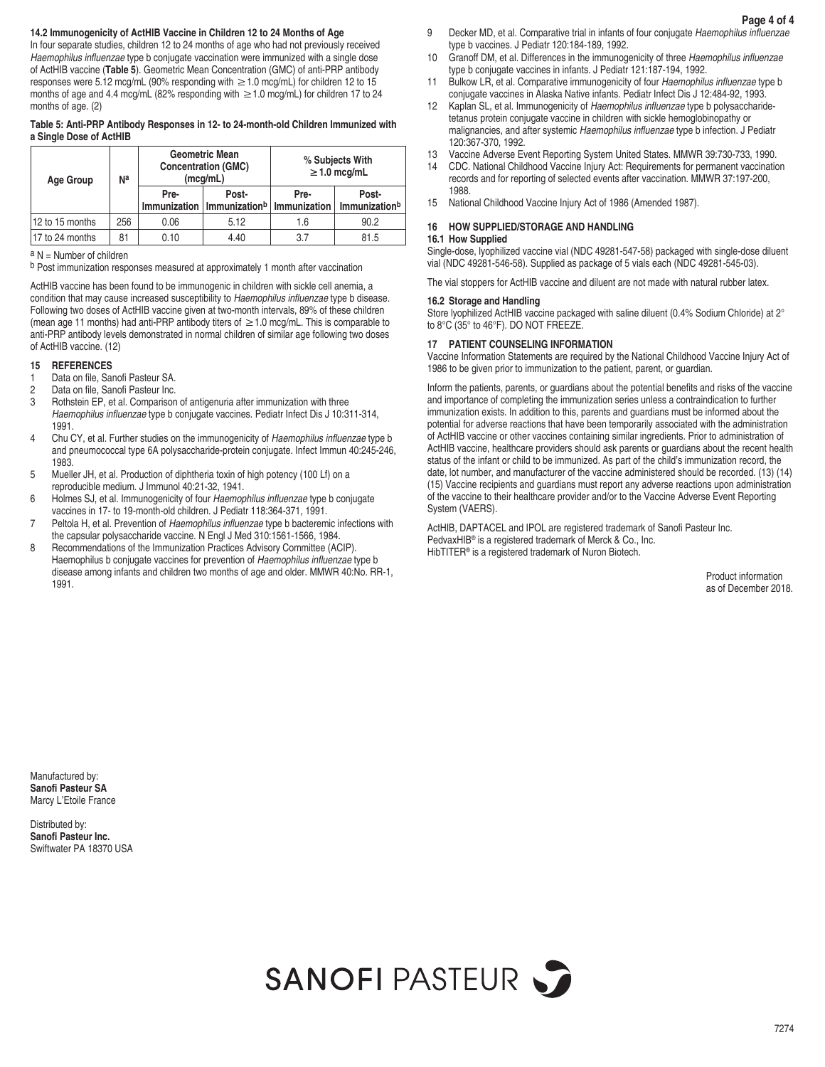### 14.2 Immunogenicity of ActHIB Vaccine in Children 12 to 24 Months of Age

In four separate studies, children 12 to 24 months of age who had not previously received *Haemophilus influenzae* type b conjugate vaccination were immunized with a single dose of ActHIB vaccine (**Table 5**). Geometric Mean Concentration (GMC) of anti-PRP antibody responses were 5.12 mcg/mL (90% responding with $\geq$1.0 mcg/mL) for children 12 to 15 months of age and 4.4 mcg/mL (82% responding with $\geq$1.0 mcg/mL) for children 17 to 24 months of age. (2)

**Table 5: Anti-PRP Antibody Responses in 12- to 24-month-old Children Immunized with a Single Dose of ActHIB**

| Age Group | N[a] | Geometric Mean Concentration (GMC) (mcg/mL) | | % Subjects With $\geq$1.0 mcg/mL | |
|---|---|---|---|---|---|
| | | Pre-Immunization | Post-Immunization[b] | Pre-Immunization | Post-Immunization[b] |
| 12 to 15 months | 256 | 0.06 | 5.12 | 1.6 | 90.2 |
| 17 to 24 months | 81 | 0.10 | 4.40 | 3.7 | 81.5 |

[a] N = Number of children

[b] Post immunization responses measured at approximately 1 month after vaccination

ActHIB vaccine has been found to be immunogenic in children with sickle cell anemia, a condition that may cause increased susceptibility to *Haemophilus influenzae* type b disease. Following two doses of ActHIB vaccine given at two-month intervals, 89% of these children (mean age 11 months) had anti-PRP antibody titers of $\geq$1.0 mcg/mL. This is comparable to anti-PRP antibody levels demonstrated in normal children of similar age following two doses of ActHIB vaccine. (12)

## 15 REFERENCES

1. Data on file, Sanofi Pasteur SA.
2. Data on file, Sanofi Pasteur Inc.
3. Rothstein EP, et al. Comparison of antigenuria after immunization with three *Haemophilus influenzae* type b conjugate vaccines. Pediatr Infect Dis J 10:311-314, 1991.
4. Chu CY, et al. Further studies on the immunogenicity of *Haemophilus influenzae* type b and pneumococcal type 6A polysaccharide-protein conjugate. Infect Immun 40:245-246, 1983.
5. Mueller JH, et al. Production of diphtheria toxin of high potency (100 Lf) on a reproducible medium. J Immunol 40:21-32, 1941.
6. Holmes SJ, et al. Immunogenicity of four *Haemophilus influenzae* type b conjugate vaccines in 17- to 19-month-old children. J Pediatr 118:364-371, 1991.
7. Peltola H, et al. Prevention of *Haemophilus influenzae* type b bacteremic infections with the capsular polysaccharide vaccine. N Engl J Med 310:1561-1566, 1984.
8. Recommendations of the Immunization Practices Advisory Committee (ACIP). Haemophilus b conjugate vaccines for prevention of *Haemophilus influenzae* type b disease among infants and children two months of age and older. MMWR 40:No. RR-1, 1991.
9. Decker MD, et al. Comparative trial in infants of four conjugate *Haemophilus influenzae* type b vaccines. J Pediatr 120:184-189, 1992.
10. Granoff DM, et al. Differences in the immunogenicity of three *Haemophilus influenzae* type b conjugate vaccines in infants. J Pediatr 121:187-194, 1992.
11. Bulkow LR, et al. Comparative immunogenicity of four *Haemophilus influenzae* type b conjugate vaccines in Alaska Native infants. Pediatr Infect Dis J 12:484-92, 1993.
12. Kaplan SL, et al. Immunogenicity of *Haemophilus influenzae* type b polysaccharide-tetanus protein conjugate vaccine in children with sickle hemoglobinopathy or malignancies, and after systemic *Haemophilus influenzae* type b infection. J Pediatr 120:367-370, 1992.
13. Vaccine Adverse Event Reporting System United States. MMWR 39:730-733, 1990.
14. CDC. National Childhood Vaccine Injury Act: Requirements for permanent vaccination records and for reporting of selected events after vaccination. MMWR 37:197-200, 1988.
15. National Childhood Vaccine Injury Act of 1986 (Amended 1987).

## 16 HOW SUPPLIED/STORAGE AND HANDLING

### 16.1 How Supplied

Single-dose, lyophilized vaccine vial (NDC 49281-547-58) packaged with single-dose diluent vial (NDC 49281-546-58). Supplied as package of 5 vials each (NDC 49281-545-03).

The vial stoppers for ActHIB vaccine and diluent are not made with natural rubber latex.

### 16.2 Storage and Handling

Store lyophilized ActHIB vaccine packaged with saline diluent (0.4% Sodium Chloride) at 2° to 8°C (35° to 46°F). DO NOT FREEZE.

## 17 PATIENT COUNSELING INFORMATION

Vaccine Information Statements are required by the National Childhood Vaccine Injury Act of 1986 to be given prior to immunization to the patient, parent, or guardian.

Inform the patients, parents, or guardians about the potential benefits and risks of the vaccine and importance of completing the immunization series unless a contraindication to further immunization exists. In addition to this, parents and guardians must be informed about the potential for adverse reactions that have been temporarily associated with the administration of ActHIB vaccine or other vaccines containing similar ingredients. Prior to administration of ActHIB vaccine, healthcare providers should ask parents or guardians about the recent health status of the infant or child to be immunized. As part of the child's immunization record, the date, lot number, and manufacturer of the vaccine administered should be recorded. (13) (14) (15) Vaccine recipients and guardians must report any adverse reactions upon administration of the vaccine to their healthcare provider and/or to the Vaccine Adverse Event Reporting System (VAERS).

ActHIB, DAPTACEL and IPOL are registered trademark of Sanofi Pasteur Inc.
PedvaxHIB® is a registered trademark of Merck & Co., Inc.
HibTITER® is a registered trademark of Nuron Biotech.

Product information
as of December 2018.

Manufactured by:
**Sanofi Pasteur SA**
Marcy L'Etoile France

Distributed by:
**Sanofi Pasteur Inc.**
Swiftwater PA 18370 USA

SANOFI PASTEUR

7274